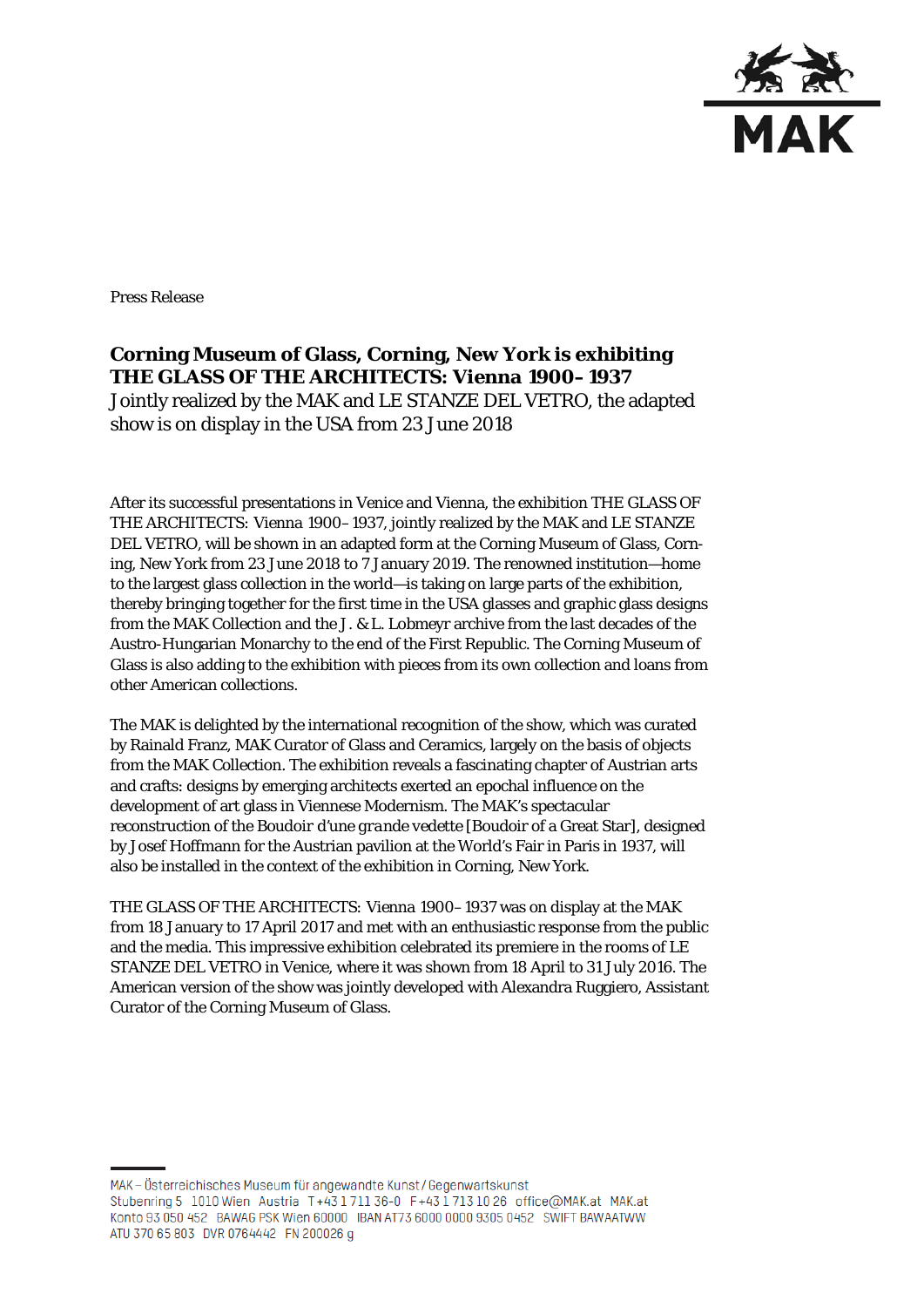Press Release

## Corning Museum of Glass, Corning, New York is exhibiting THE GLASS OF THE ARCHITECTS: Vienna 1900–1937

Jointly realized by the MAK and LE STANZE DEL VETRO, the adapted show is on display in the USA from 23 June 2018

After its successful presentations in Venice and Vienna, the exhibition THE GLASS OF THE ARCHITECTS: Vienna 1900–1937, jointly realized by the MAK and LE STANZE DEL VETRO, will be shown in an adapted form at the Corning Museum of Glass, Corning, New York from 23 June 2018 to 7 January 2019. The renowned institution—home to the largest glass collection in the world—is taking on large parts of the exhibition, thereby bringing together for the first time in the USA glasses and graphic glass designs from the MAK Collection and the J. & L. Lobmeyr archive from the last decades of the Austro-Hungarian Monarchy to the end of the First Republic. The Corning Museum of Glass is also adding to the exhibition with pieces from its own collection and loans from other American collections.

The MAK is delighted by the international recognition of the show, which was curated by Rainald Franz, MAK Curator of Glass and Ceramics, largely on the basis of objects from the MAK Collection. The exhibition reveals a fascinating chapter of Austrian arts and crafts: designs by emerging architects exerted an epochal influence on the development of art glass in Viennese Modernism. The MAK's spectacular reconstruction of the *Boudoir d'une grande vedette* [Boudoir of a Great Star], designed by Josef Hoffmann for the Austrian pavilion at the World's Fair in Paris in 1937, will also be installed in the context of the exhibition in Corning, New York.

THE GLASS OF THE ARCHITECTS: Vienna 1900–1937 was on display at the MAK from 18 January to 17 April 2017 and met with an enthusiastic response from the public and the media. This impressive exhibition celebrated its premiere in the rooms of LE STANZE DEL VETRO in Venice, where it was shown from 18 April to 31 July 2016. The American version of the show was jointly developed with Alexandra Ruggiero, Assistant Curator of the Corning Museum of Glass.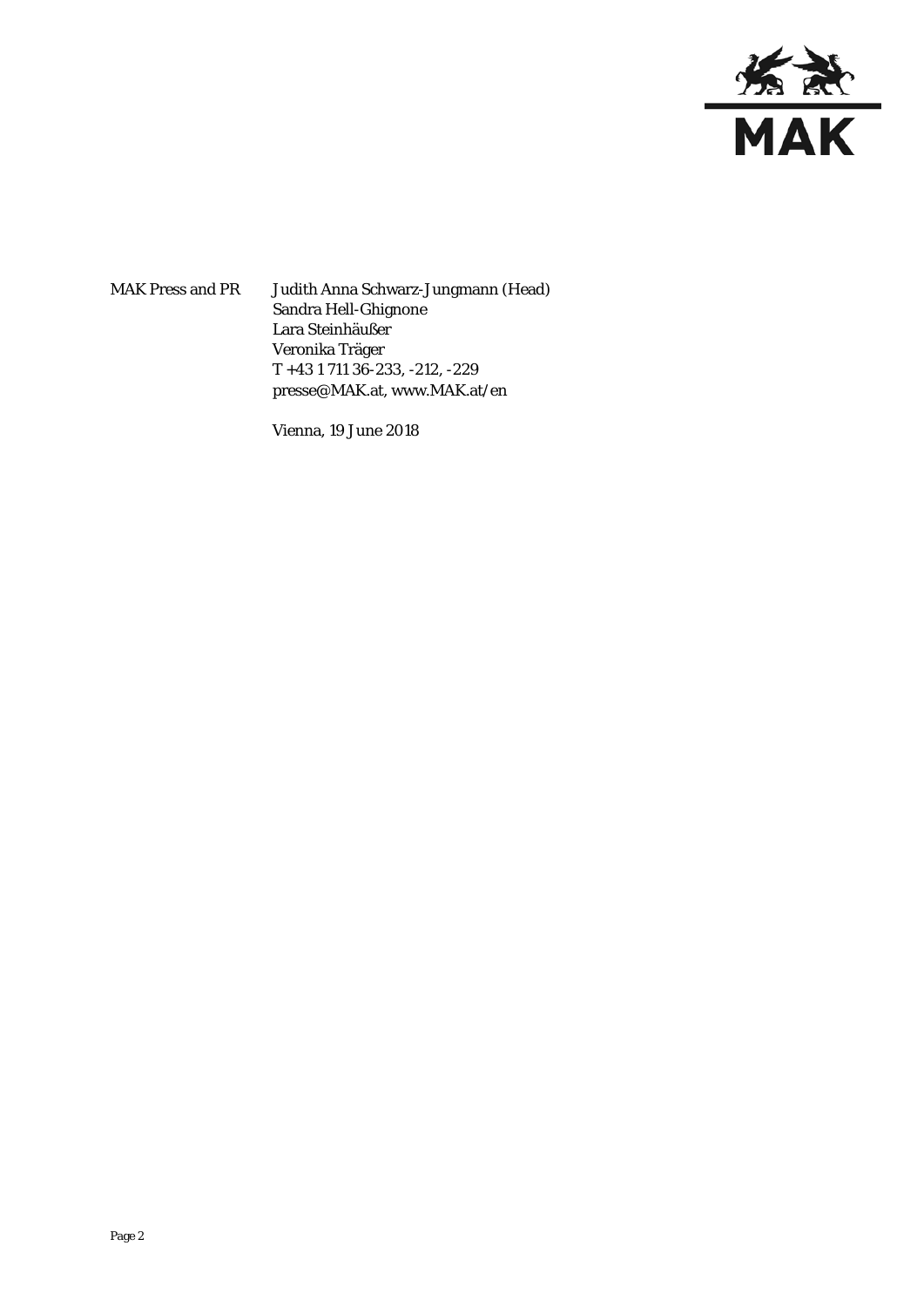MAK Press and PR

Judith Anna Schwarz-Jungmann (Head)
Sandra Hell-Ghignone
Lara Steinhäußer
Veronika Träger
T +43 1 711 36-233, -212, -229
presse@MAK.at, www.MAK.at/en

Vienna, 19 June 2018